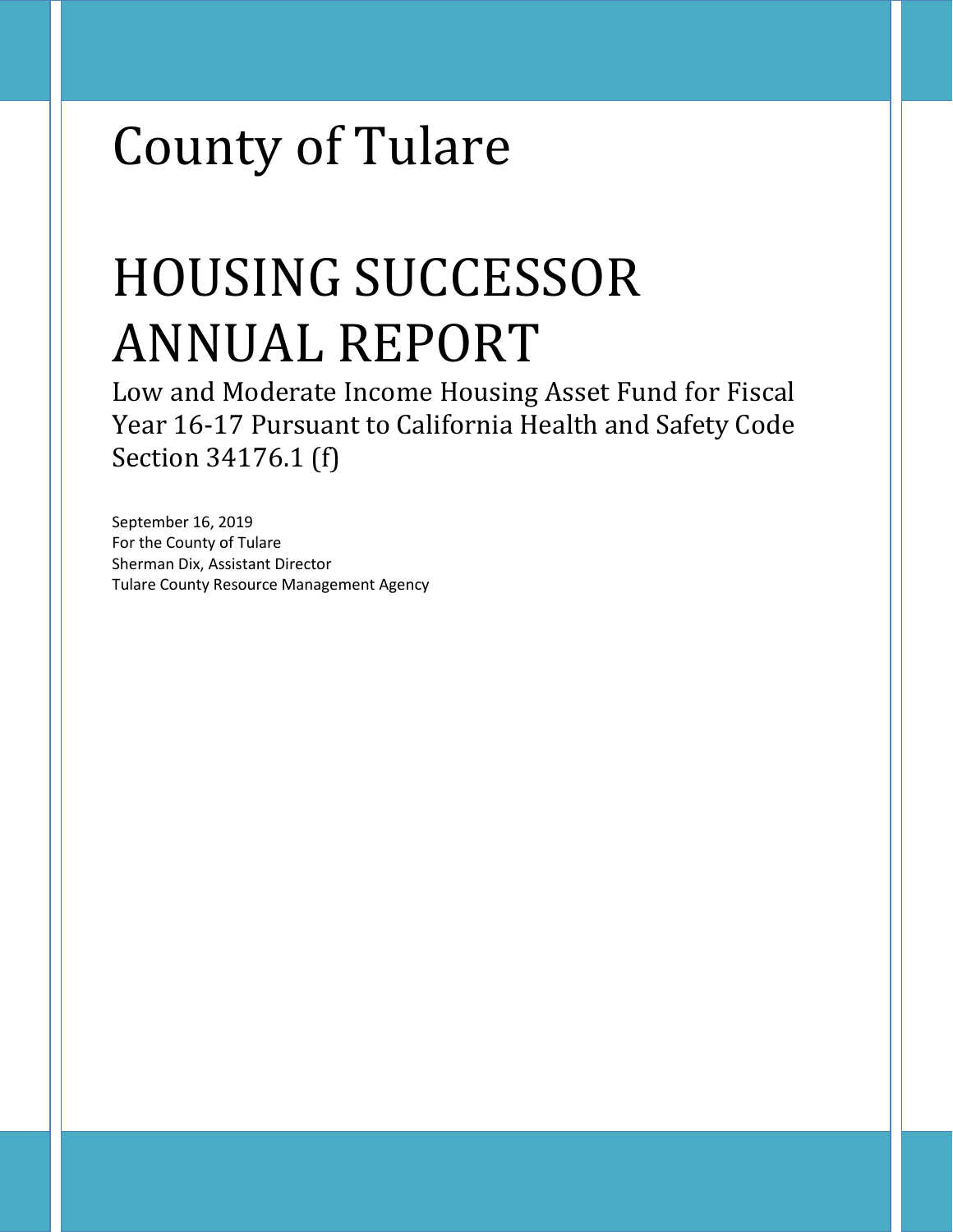# County of Tulare

# HOUSING SUCCESSOR ANNUAL REPORT

## Low and Moderate Income Housing Asset Fund for Fiscal Year 16-17 Pursuant to California Health and Safety Code Section 34176.1 (f)

September 16, 2019
For the County of Tulare
Sherman Dix, Assistant Director
Tulare County Resource Management Agency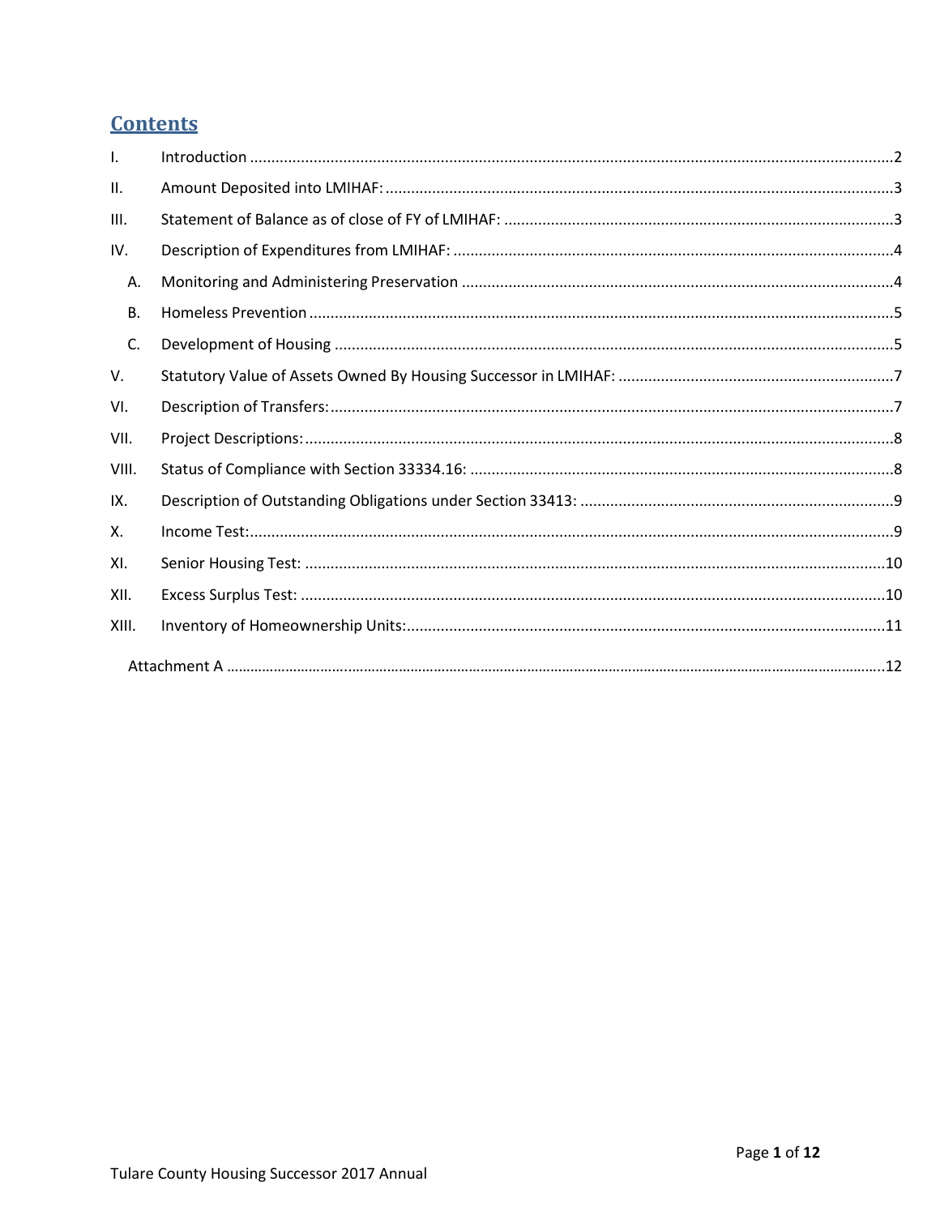# Contents

| | | |
|---|---|---|
| I. | Introduction | 2 |
| II. | Amount Deposited into LMIHAF: | 3 |
| III. | Statement of Balance as of close of FY of LMIHAF: | 3 |
| IV. | Description of Expenditures from LMIHAF: | 4 |
| A. | Monitoring and Administering Preservation | 4 |
| B. | Homeless Prevention | 5 |
| C. | Development of Housing | 5 |
| V. | Statutory Value of Assets Owned By Housing Successor in LMIHAF: | 7 |
| VI. | Description of Transfers: | 7 |
| VII. | Project Descriptions: | 8 |
| VIII. | Status of Compliance with Section 33334.16: | 8 |
| IX. | Description of Outstanding Obligations under Section 33413: | 9 |
| X. | Income Test: | 9 |
| XI. | Senior Housing Test: | 10 |
| XII. | Excess Surplus Test: | 10 |
| XIII. | Inventory of Homeownership Units: | 11 |
| | Attachment A | 12 |

Tulare County Housing Successor 2017 Annual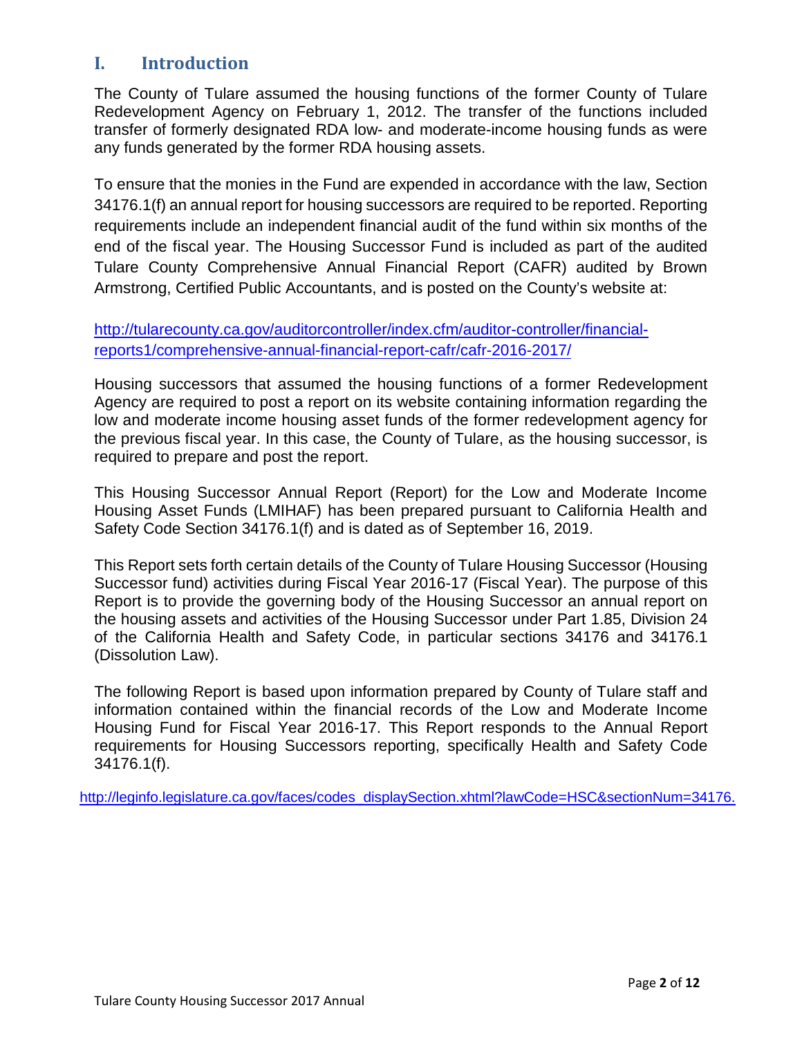## I. Introduction

The County of Tulare assumed the housing functions of the former County of Tulare Redevelopment Agency on February 1, 2012. The transfer of the functions included transfer of formerly designated RDA low- and moderate-income housing funds as were any funds generated by the former RDA housing assets.

To ensure that the monies in the Fund are expended in accordance with the law, Section 34176.1(f) an annual report for housing successors are required to be reported. Reporting requirements include an independent financial audit of the fund within six months of the end of the fiscal year. The Housing Successor Fund is included as part of the audited Tulare County Comprehensive Annual Financial Report (CAFR) audited by Brown Armstrong, Certified Public Accountants, and is posted on the County's website at:

http://tularecounty.ca.gov/auditorcontroller/index.cfm/auditor-controller/financial-reports1/comprehensive-annual-financial-report-cafr/cafr-2016-2017/

Housing successors that assumed the housing functions of a former Redevelopment Agency are required to post a report on its website containing information regarding the low and moderate income housing asset funds of the former redevelopment agency for the previous fiscal year. In this case, the County of Tulare, as the housing successor, is required to prepare and post the report.

This Housing Successor Annual Report (Report) for the Low and Moderate Income Housing Asset Funds (LMIHAF) has been prepared pursuant to California Health and Safety Code Section 34176.1(f) and is dated as of September 16, 2019.

This Report sets forth certain details of the County of Tulare Housing Successor (Housing Successor fund) activities during Fiscal Year 2016-17 (Fiscal Year). The purpose of this Report is to provide the governing body of the Housing Successor an annual report on the housing assets and activities of the Housing Successor under Part 1.85, Division 24 of the California Health and Safety Code, in particular sections 34176 and 34176.1 (Dissolution Law).

The following Report is based upon information prepared by County of Tulare staff and information contained within the financial records of the Low and Moderate Income Housing Fund for Fiscal Year 2016-17. This Report responds to the Annual Report requirements for Housing Successors reporting, specifically Health and Safety Code 34176.1(f).

http://leginfo.legislature.ca.gov/faces/codes_displaySection.xhtml?lawCode=HSC&sectionNum=34176.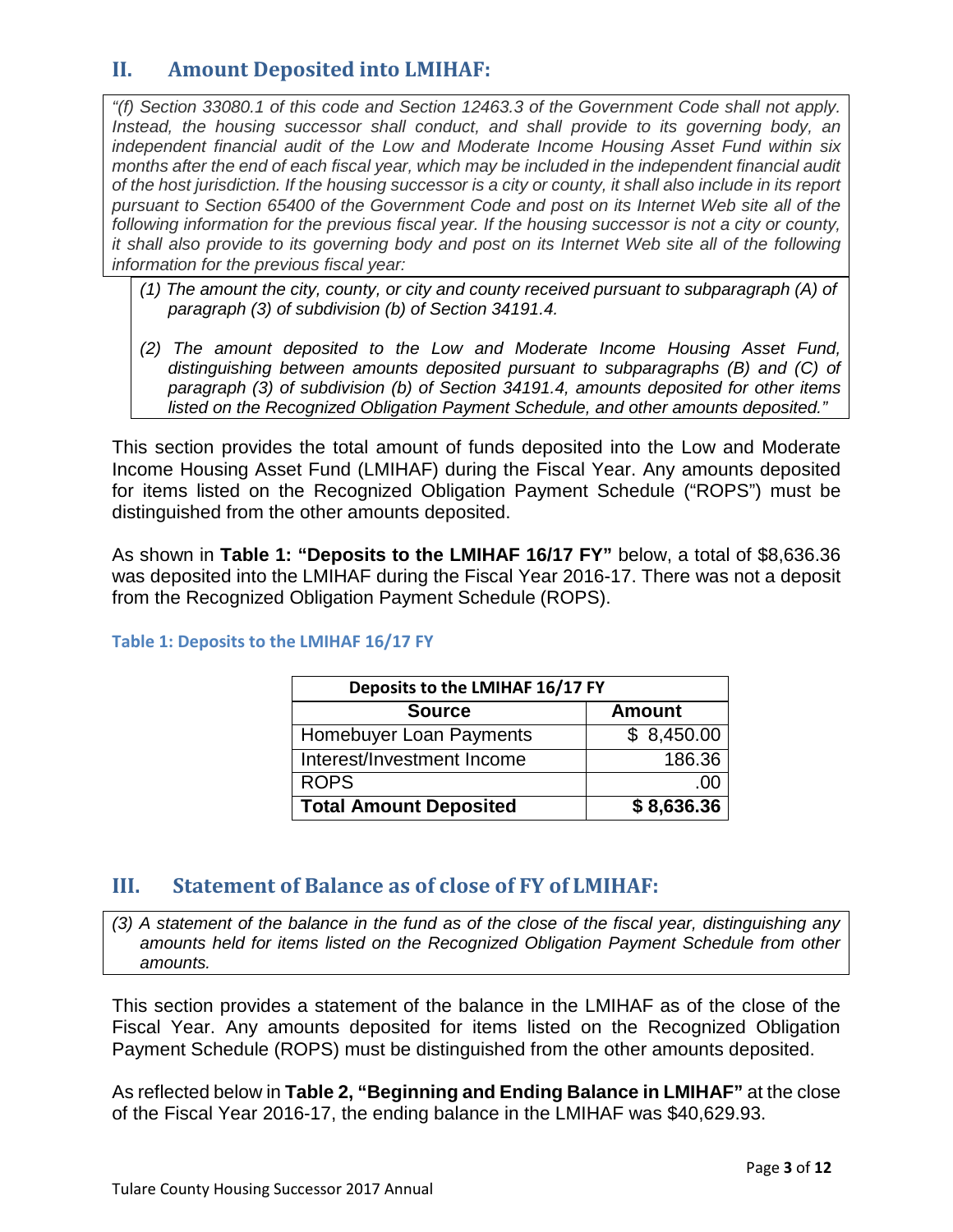## II. Amount Deposited into LMIHAF:

*"(f) Section 33080.1 of this code and Section 12463.3 of the Government Code shall not apply. Instead, the housing successor shall conduct, and shall provide to its governing body, an independent financial audit of the Low and Moderate Income Housing Asset Fund within six months after the end of each fiscal year, which may be included in the independent financial audit of the host jurisdiction. If the housing successor is a city or county, it shall also include in its report pursuant to Section 65400 of the Government Code and post on its Internet Web site all of the following information for the previous fiscal year. If the housing successor is not a city or county, it shall also provide to its governing body and post on its Internet Web site all of the following information for the previous fiscal year:*

*(1) The amount the city, county, or city and county received pursuant to subparagraph (A) of paragraph (3) of subdivision (b) of Section 34191.4.*

*(2) The amount deposited to the Low and Moderate Income Housing Asset Fund, distinguishing between amounts deposited pursuant to subparagraphs (B) and (C) of paragraph (3) of subdivision (b) of Section 34191.4, amounts deposited for other items listed on the Recognized Obligation Payment Schedule, and other amounts deposited."*

This section provides the total amount of funds deposited into the Low and Moderate Income Housing Asset Fund (LMIHAF) during the Fiscal Year. Any amounts deposited for items listed on the Recognized Obligation Payment Schedule ("ROPS") must be distinguished from the other amounts deposited.

As shown in **Table 1: "Deposits to the LMIHAF 16/17 FY"** below, a total of $8,636.36 was deposited into the LMIHAF during the Fiscal Year 2016-17. There was not a deposit from the Recognized Obligation Payment Schedule (ROPS).

**Table 1: Deposits to the LMIHAF 16/17 FY**

| Deposits to the LMIHAF 16/17 FY | |
|---|---|
| **Source** | **Amount** |
| Homebuyer Loan Payments | $ 8,450.00 |
| Interest/Investment Income | 186.36 |
| ROPS | .00 |
| **Total Amount Deposited** | **$ 8,636.36** |

## III. Statement of Balance as of close of FY of LMIHAF:

*(3) A statement of the balance in the fund as of the close of the fiscal year, distinguishing any amounts held for items listed on the Recognized Obligation Payment Schedule from other amounts.*

This section provides a statement of the balance in the LMIHAF as of the close of the Fiscal Year. Any amounts deposited for items listed on the Recognized Obligation Payment Schedule (ROPS) must be distinguished from the other amounts deposited.

As reflected below in **Table 2, "Beginning and Ending Balance in LMIHAF"** at the close of the Fiscal Year 2016-17, the ending balance in the LMIHAF was $40,629.93.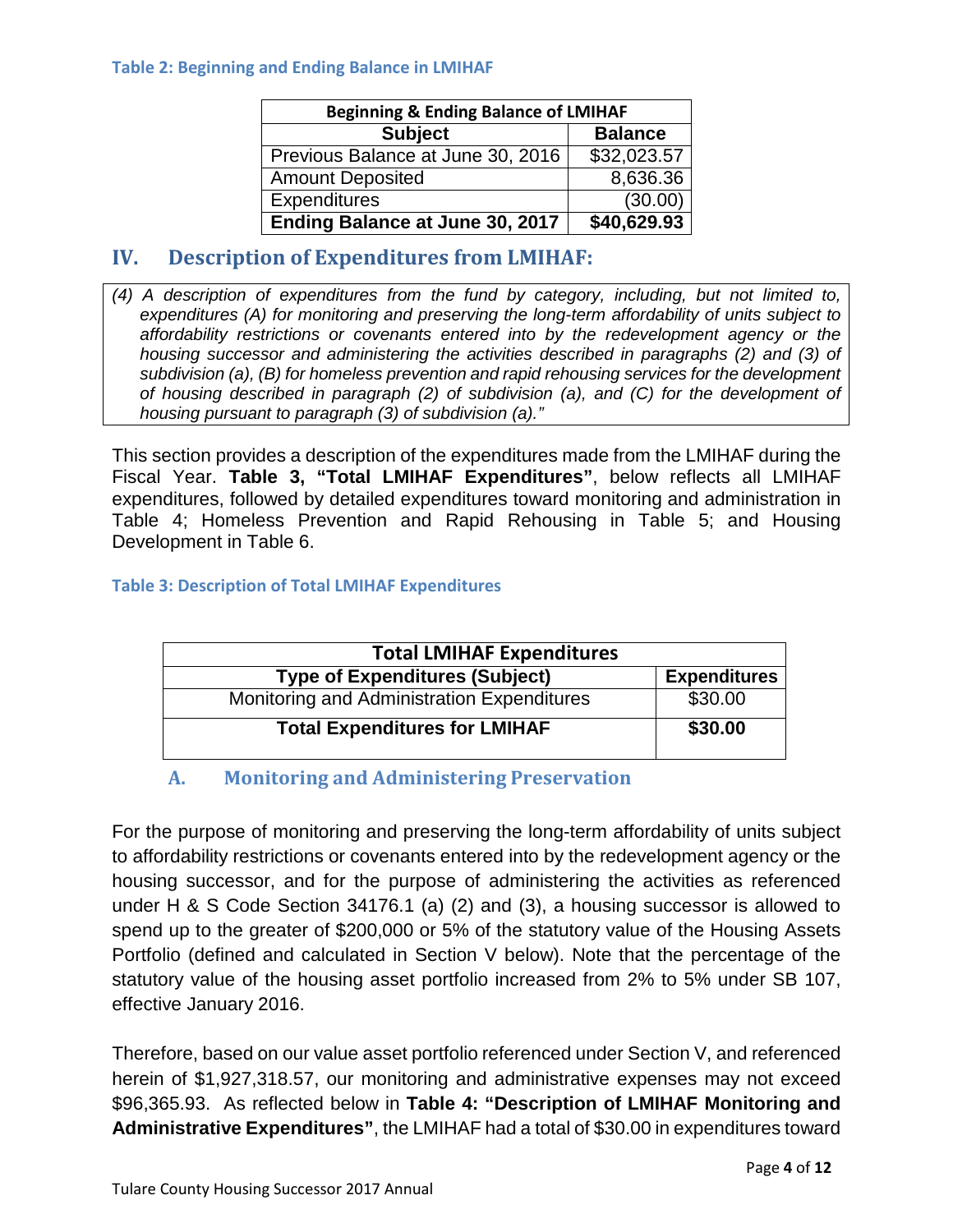#### Table 2: Beginning and Ending Balance in LMIHAF

| Beginning & Ending Balance of LMIHAF | |
|---|---|
| **Subject** | **Balance** |
| Previous Balance at June 30, 2016 | $32,023.57 |
| Amount Deposited | 8,636.36 |
| Expenditures | (30.00) |
| **Ending Balance at June 30, 2017** | **$40,629.93** |

## IV. Description of Expenditures from LMIHAF:

*(4) A description of expenditures from the fund by category, including, but not limited to, expenditures (A) for monitoring and preserving the long-term affordability of units subject to affordability restrictions or covenants entered into by the redevelopment agency or the housing successor and administering the activities described in paragraphs (2) and (3) of subdivision (a), (B) for homeless prevention and rapid rehousing services for the development of housing described in paragraph (2) of subdivision (a), and (C) for the development of housing pursuant to paragraph (3) of subdivision (a)."*

This section provides a description of the expenditures made from the LMIHAF during the Fiscal Year. **Table 3, "Total LMIHAF Expenditures"**, below reflects all LMIHAF expenditures, followed by detailed expenditures toward monitoring and administration in Table 4; Homeless Prevention and Rapid Rehousing in Table 5; and Housing Development in Table 6.

#### Table 3: Description of Total LMIHAF Expenditures

| Total LMIHAF Expenditures | |
|---|---|
| **Type of Expenditures (Subject)** | **Expenditures** |
| Monitoring and Administration Expenditures | $30.00 |
| **Total Expenditures for LMIHAF** | **$30.00** |

### A. Monitoring and Administering Preservation

For the purpose of monitoring and preserving the long-term affordability of units subject to affordability restrictions or covenants entered into by the redevelopment agency or the housing successor, and for the purpose of administering the activities as referenced under H & S Code Section 34176.1 (a) (2) and (3), a housing successor is allowed to spend up to the greater of $200,000 or 5% of the statutory value of the Housing Assets Portfolio (defined and calculated in Section V below). Note that the percentage of the statutory value of the housing asset portfolio increased from 2% to 5% under SB 107, effective January 2016.

Therefore, based on our value asset portfolio referenced under Section V, and referenced herein of $1,927,318.57, our monitoring and administrative expenses may not exceed $96,365.93. As reflected below in **Table 4: "Description of LMIHAF Monitoring and Administrative Expenditures"**, the LMIHAF had a total of $30.00 in expenditures toward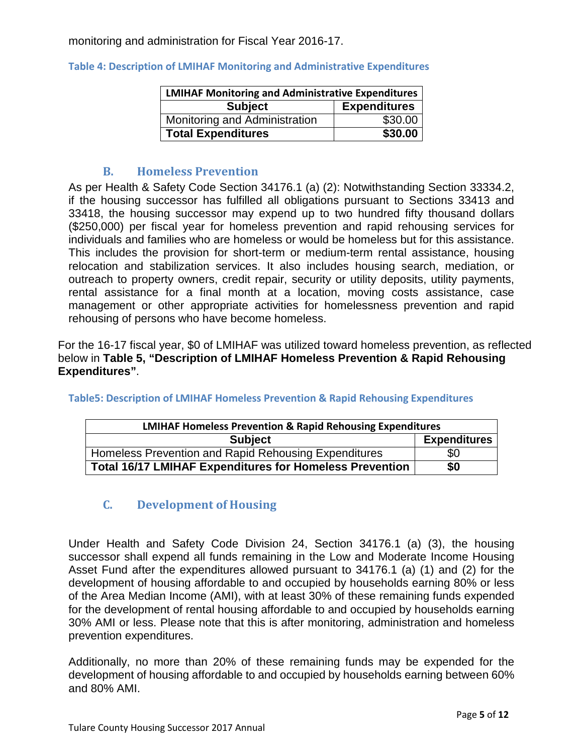monitoring and administration for Fiscal Year 2016-17.

**Table 4: Description of LMIHAF Monitoring and Administrative Expenditures**

| LMIHAF Monitoring and Administrative Expenditures | |
|---|---|
| **Subject** | **Expenditures** |
| Monitoring and Administration | $30.00 |
| **Total Expenditures** | **$30.00** |

## B. Homeless Prevention

As per Health & Safety Code Section 34176.1 (a) (2): Notwithstanding Section 33334.2, if the housing successor has fulfilled all obligations pursuant to Sections 33413 and 33418, the housing successor may expend up to two hundred fifty thousand dollars ($250,000) per fiscal year for homeless prevention and rapid rehousing services for individuals and families who are homeless or would be homeless but for this assistance. This includes the provision for short-term or medium-term rental assistance, housing relocation and stabilization services. It also includes housing search, mediation, or outreach to property owners, credit repair, security or utility deposits, utility payments, rental assistance for a final month at a location, moving costs assistance, case management or other appropriate activities for homelessness prevention and rapid rehousing of persons who have become homeless.

For the 16-17 fiscal year, $0 of LMIHAF was utilized toward homeless prevention, as reflected below in **Table 5, "Description of LMIHAF Homeless Prevention & Rapid Rehousing Expenditures"**.

**Table5: Description of LMIHAF Homeless Prevention & Rapid Rehousing Expenditures**

| LMIHAF Homeless Prevention & Rapid Rehousing Expenditures | |
|---|---|
| **Subject** | **Expenditures** |
| Homeless Prevention and Rapid Rehousing Expenditures | $0 |
| **Total 16/17 LMIHAF Expenditures for Homeless Prevention** | **$0** |

## C. Development of Housing

Under Health and Safety Code Division 24, Section 34176.1 (a) (3), the housing successor shall expend all funds remaining in the Low and Moderate Income Housing Asset Fund after the expenditures allowed pursuant to 34176.1 (a) (1) and (2) for the development of housing affordable to and occupied by households earning 80% or less of the Area Median Income (AMI), with at least 30% of these remaining funds expended for the development of rental housing affordable to and occupied by households earning 30% AMI or less. Please note that this is after monitoring, administration and homeless prevention expenditures.

Additionally, no more than 20% of these remaining funds may be expended for the development of housing affordable to and occupied by households earning between 60% and 80% AMI.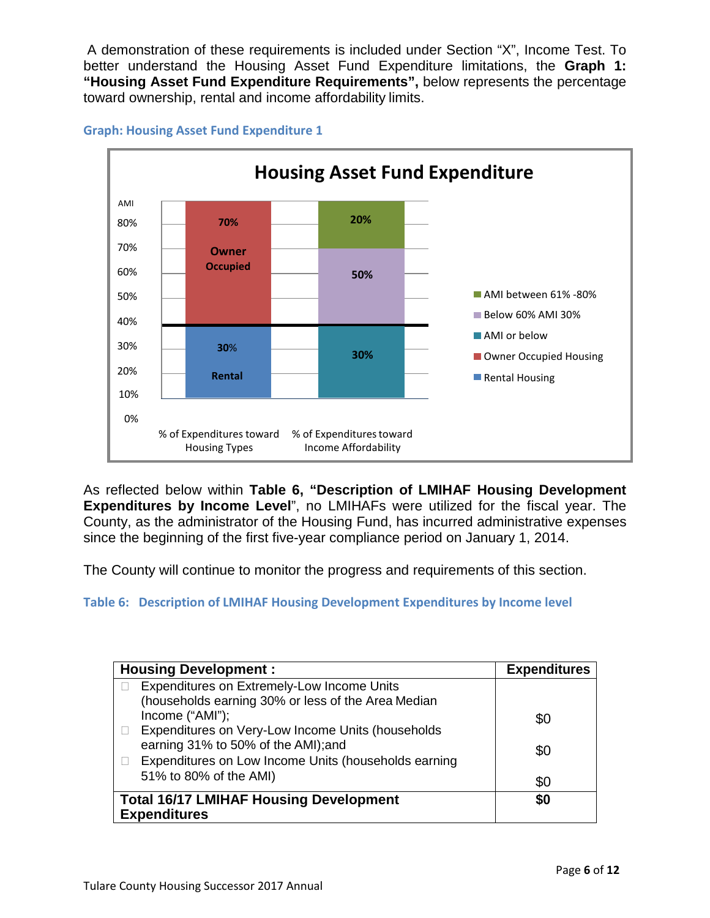A demonstration of these requirements is included under Section "X", Income Test. To better understand the Housing Asset Fund Expenditure limitations, the **Graph 1: "Housing Asset Fund Expenditure Requirements",** below represents the percentage toward ownership, rental and income affordability limits.

**Graph: Housing Asset Fund Expenditure 1**

**Housing Asset Fund Expenditure**

| | % of Expenditures toward Housing Types | % of Expenditures toward Income Affordability |
|---|---|---|
| Rental Housing / AMI or below | 30% Rental | 30% |
| Owner Occupied Housing / Below 60% AMI 30% | 70% Owner Occupied | 50% |
| AMI between 61% -80% | | 20% |

As reflected below within **Table 6, "Description of LMIHAF Housing Development Expenditures by Income Level**", no LMIHAFs were utilized for the fiscal year. The County, as the administrator of the Housing Fund, has incurred administrative expenses since the beginning of the first five-year compliance period on January 1, 2014.

The County will continue to monitor the progress and requirements of this section.

**Table 6: Description of LMIHAF Housing Development Expenditures by Income level**

| Housing Development : | Expenditures |
|---|---|
| Expenditures on Extremely-Low Income Units (households earning 30% or less of the Area Median Income ("AMI"); | $0 |
| Expenditures on Very-Low Income Units (households earning 31% to 50% of the AMI);and | $0 |
| Expenditures on Low Income Units (households earning 51% to 80% of the AMI) | $0 |
| **Total 16/17 LMIHAF Housing Development Expenditures** | **$0** |

Tulare County Housing Successor 2017 Annual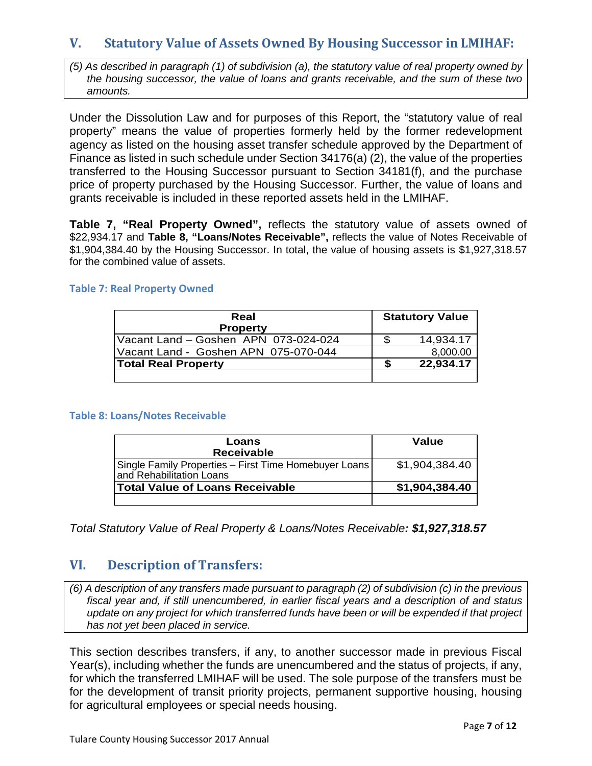## V. Statutory Value of Assets Owned By Housing Successor in LMIHAF:

*(5) As described in paragraph (1) of subdivision (a), the statutory value of real property owned by the housing successor, the value of loans and grants receivable, and the sum of these two amounts.*

Under the Dissolution Law and for purposes of this Report, the "statutory value of real property" means the value of properties formerly held by the former redevelopment agency as listed on the housing asset transfer schedule approved by the Department of Finance as listed in such schedule under Section 34176(a) (2), the value of the properties transferred to the Housing Successor pursuant to Section 34181(f), and the purchase price of property purchased by the Housing Successor. Further, the value of loans and grants receivable is included in these reported assets held in the LMIHAF.

**Table 7, "Real Property Owned",** reflects the statutory value of assets owned of $22,934.17 and **Table 8, "Loans/Notes Receivable",** reflects the value of Notes Receivable of $1,904,384.40 by the Housing Successor. In total, the value of housing assets is $1,927,318.57 for the combined value of assets.

#### Table 7: Real Property Owned

| Real Property | Statutory Value |
|---|---|
| Vacant Land – Goshen APN 073-024-024 | $ 14,934.17 |
| Vacant Land - Goshen APN 075-070-044 | 8,000.00 |
| **Total Real Property** | **$ 22,934.17** |
| | |

#### Table 8: Loans/Notes Receivable

| Loans Receivable | Value |
|---|---|
| Single Family Properties – First Time Homebuyer Loans and Rehabilitation Loans | $1,904,384.40 |
| **Total Value of Loans Receivable** | **$1,904,384.40** |
| | |

*Total Statutory Value of Real Property & Loans/Notes Receivable**: $1,927,318.57***

## VI. Description of Transfers:

*(6) A description of any transfers made pursuant to paragraph (2) of subdivision (c) in the previous fiscal year and, if still unencumbered, in earlier fiscal years and a description of and status update on any project for which transferred funds have been or will be expended if that project has not yet been placed in service.*

This section describes transfers, if any, to another successor made in previous Fiscal Year(s), including whether the funds are unencumbered and the status of projects, if any, for which the transferred LMIHAF will be used. The sole purpose of the transfers must be for the development of transit priority projects, permanent supportive housing, housing for agricultural employees or special needs housing.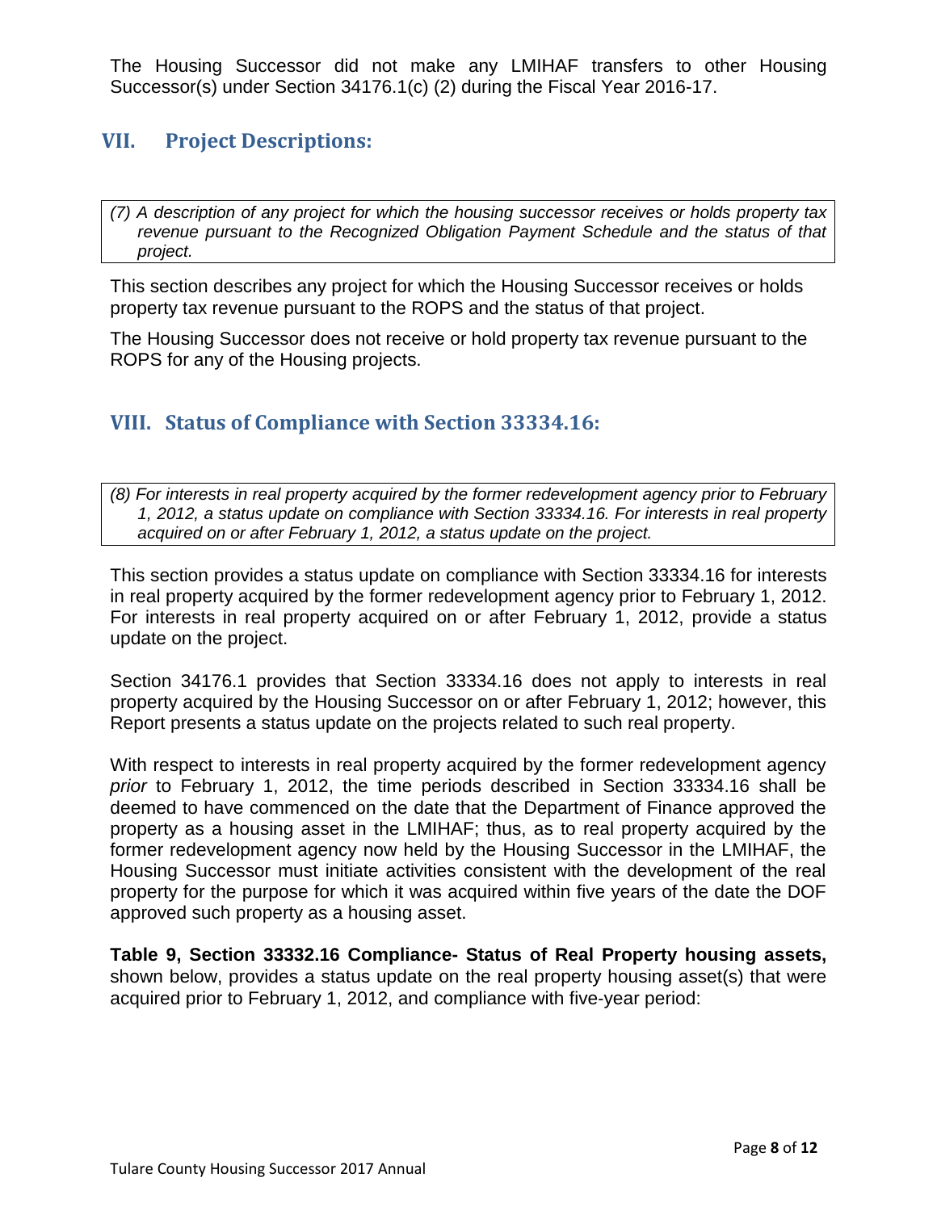The Housing Successor did not make any LMIHAF transfers to other Housing Successor(s) under Section 34176.1(c) (2) during the Fiscal Year 2016-17.

## VII. Project Descriptions:

*(7) A description of any project for which the housing successor receives or holds property tax revenue pursuant to the Recognized Obligation Payment Schedule and the status of that project.*

This section describes any project for which the Housing Successor receives or holds property tax revenue pursuant to the ROPS and the status of that project.

The Housing Successor does not receive or hold property tax revenue pursuant to the ROPS for any of the Housing projects.

## VIII. Status of Compliance with Section 33334.16:

*(8) For interests in real property acquired by the former redevelopment agency prior to February 1, 2012, a status update on compliance with Section 33334.16. For interests in real property acquired on or after February 1, 2012, a status update on the project.*

This section provides a status update on compliance with Section 33334.16 for interests in real property acquired by the former redevelopment agency prior to February 1, 2012. For interests in real property acquired on or after February 1, 2012, provide a status update on the project.

Section 34176.1 provides that Section 33334.16 does not apply to interests in real property acquired by the Housing Successor on or after February 1, 2012; however, this Report presents a status update on the projects related to such real property.

With respect to interests in real property acquired by the former redevelopment agency *prior* to February 1, 2012, the time periods described in Section 33334.16 shall be deemed to have commenced on the date that the Department of Finance approved the property as a housing asset in the LMIHAF; thus, as to real property acquired by the former redevelopment agency now held by the Housing Successor in the LMIHAF, the Housing Successor must initiate activities consistent with the development of the real property for the purpose for which it was acquired within five years of the date the DOF approved such property as a housing asset.

**Table 9, Section 33332.16 Compliance- Status of Real Property housing assets,** shown below, provides a status update on the real property housing asset(s) that were acquired prior to February 1, 2012, and compliance with five-year period: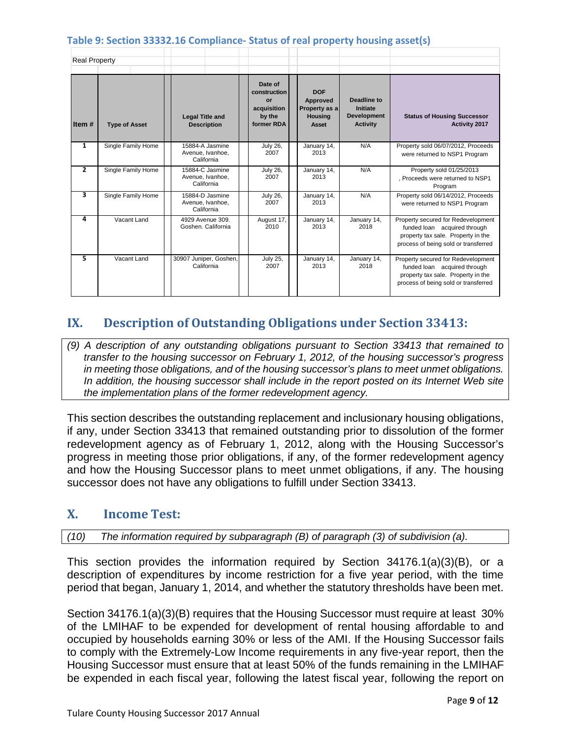### Table 9: Section 33332.16 Compliance- Status of real property housing asset(s)

Real Property

| Item # | Type of Asset | Legal Title and Description | Date of construction or acquisition by the former RDA | DOF Approved Property as a Housing Asset | Deadline to Initiate Development Activity | Status of Housing Successor Activity 2017 |
|---|---|---|---|---|---|---|
| 1 | Single Family Home | 15884-A Jasmine Avenue, Ivanhoe, California | July 26, 2007 | January 14, 2013 | N/A | Property sold 06/07/2012, Proceeds were returned to NSP1 Program |
| 2 | Single Family Home | 15884-C Jasmine Avenue, Ivanhoe, California | July 26, 2007 | January 14, 2013 | N/A | Property sold 01/25/2013 , Proceeds were returned to NSP1 Program |
| 3 | Single Family Home | 15884-D Jasmine Avenue, Ivanhoe, California | July 26, 2007 | January 14, 2013 | N/A | Property sold 06/14/2012, Proceeds were returned to NSP1 Program |
| 4 | Vacant Land | 4929 Avenue 309. Goshen. California | August 17, 2010 | January 14, 2013 | January 14, 2018 | Property secured for Redevelopment funded loan acquired through property tax sale. Property in the process of being sold or transferred |
| 5 | Vacant Land | 30907 Juniper, Goshen, California | July 25, 2007 | January 14, 2013 | January 14, 2018 | Property secured for Redevelopment funded loan acquired through property tax sale. Property in the process of being sold or transferred |

## IX. Description of Outstanding Obligations under Section 33413:

*(9) A description of any outstanding obligations pursuant to Section 33413 that remained to transfer to the housing successor on February 1, 2012, of the housing successor's progress in meeting those obligations, and of the housing successor's plans to meet unmet obligations. In addition, the housing successor shall include in the report posted on its Internet Web site the implementation plans of the former redevelopment agency.*

This section describes the outstanding replacement and inclusionary housing obligations, if any, under Section 33413 that remained outstanding prior to dissolution of the former redevelopment agency as of February 1, 2012, along with the Housing Successor's progress in meeting those prior obligations, if any, of the former redevelopment agency and how the Housing Successor plans to meet unmet obligations, if any. The housing successor does not have any obligations to fulfill under Section 33413.

## X. Income Test:

*(10) The information required by subparagraph (B) of paragraph (3) of subdivision (a).*

This section provides the information required by Section 34176.1(a)(3)(B), or a description of expenditures by income restriction for a five year period, with the time period that began, January 1, 2014, and whether the statutory thresholds have been met.

Section 34176.1(a)(3)(B) requires that the Housing Successor must require at least 30% of the LMIHAF to be expended for development of rental housing affordable to and occupied by households earning 30% or less of the AMI. If the Housing Successor fails to comply with the Extremely-Low Income requirements in any five-year report, then the Housing Successor must ensure that at least 50% of the funds remaining in the LMIHAF be expended in each fiscal year, following the latest fiscal year, following the report on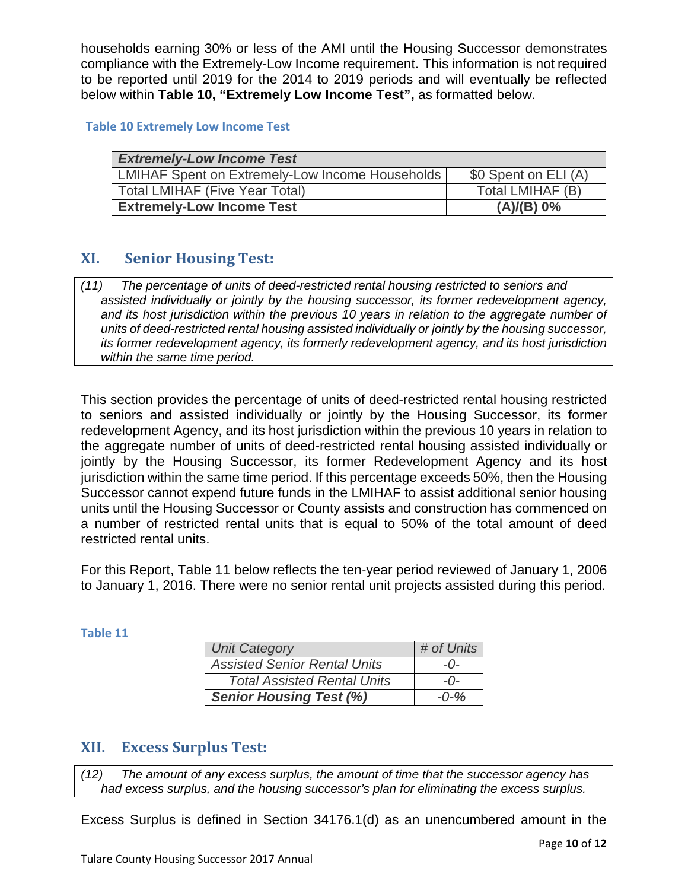households earning 30% or less of the AMI until the Housing Successor demonstrates compliance with the Extremely-Low Income requirement. This information is not required to be reported until 2019 for the 2014 to 2019 periods and will eventually be reflected below within **Table 10, "Extremely Low Income Test",** as formatted below.

**Table 10 Extremely Low Income Test**

| ***Extremely-Low Income Test*** | |
|---|---|
| LMIHAF Spent on Extremely-Low Income Households | $0 Spent on ELI (A) |
| Total LMIHAF (Five Year Total) | Total LMIHAF (B) |
| **Extremely-Low Income Test** | **(A)/(B) 0%** |

## XI. Senior Housing Test:

*(11) The percentage of units of deed-restricted rental housing restricted to seniors and assisted individually or jointly by the housing successor, its former redevelopment agency, and its host jurisdiction within the previous 10 years in relation to the aggregate number of units of deed-restricted rental housing assisted individually or jointly by the housing successor, its former redevelopment agency, its formerly redevelopment agency, and its host jurisdiction within the same time period.*

This section provides the percentage of units of deed-restricted rental housing restricted to seniors and assisted individually or jointly by the Housing Successor, its former redevelopment Agency, and its host jurisdiction within the previous 10 years in relation to the aggregate number of units of deed-restricted rental housing assisted individually or jointly by the Housing Successor, its former Redevelopment Agency and its host jurisdiction within the same time period. If this percentage exceeds 50%, then the Housing Successor cannot expend future funds in the LMIHAF to assist additional senior housing units until the Housing Successor or County assists and construction has commenced on a number of restricted rental units that is equal to 50% of the total amount of deed restricted rental units.

For this Report, Table 11 below reflects the ten-year period reviewed of January 1, 2006 to January 1, 2016. There were no senior rental unit projects assisted during this period.

**Table 11**

| *Unit Category* | *# of Units* |
|---|---|
| *Assisted Senior Rental Units* | *-0-* |
| *Total Assisted Rental Units* | *-0-* |
| ***Senior Housing Test (%)*** | ***-0-%*** |

## XII. Excess Surplus Test:

*(12) The amount of any excess surplus, the amount of time that the successor agency has had excess surplus, and the housing successor's plan for eliminating the excess surplus.*

Excess Surplus is defined in Section 34176.1(d) as an unencumbered amount in the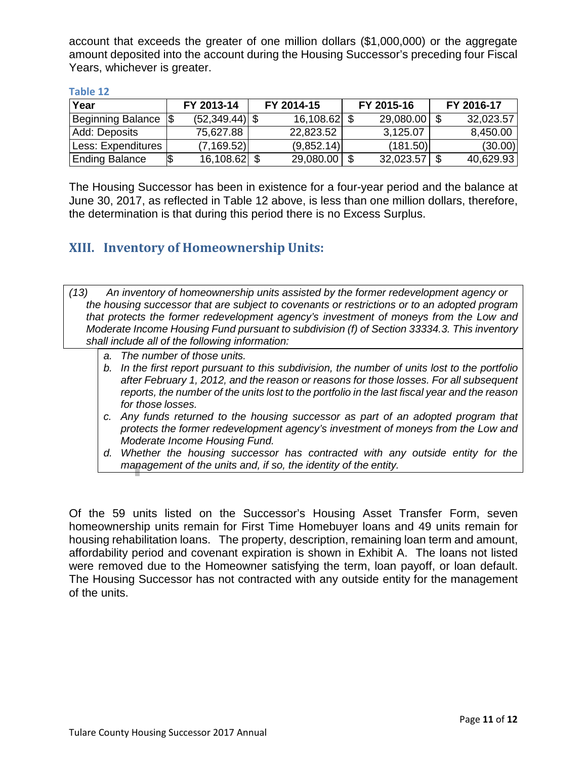account that exceeds the greater of one million dollars ($1,000,000) or the aggregate amount deposited into the account during the Housing Successor's preceding four Fiscal Years, whichever is greater.

**Table 12**

| Year | FY 2013-14 | FY 2014-15 | FY 2015-16 | FY 2016-17 |
|---|---|---|---|---|
| Beginning Balance | $ (52,349.44) | $ 16,108.62 | $ 29,080.00 | $ 32,023.57 |
| Add: Deposits | 75,627.88 | 22,823.52 | 3,125.07 | 8,450.00 |
| Less: Expenditures | (7,169.52) | (9,852.14) | (181.50) | (30.00) |
| Ending Balance | $ 16,108.62 | $ 29,080.00 | $ 32,023.57 | $ 40,629.93 |

The Housing Successor has been in existence for a four-year period and the balance at June 30, 2017, as reflected in Table 12 above, is less than one million dollars, therefore, the determination is that during this period there is no Excess Surplus.

## XIII. Inventory of Homeownership Units:

*(13) An inventory of homeownership units assisted by the former redevelopment agency or the housing successor that are subject to covenants or restrictions or to an adopted program that protects the former redevelopment agency's investment of moneys from the Low and Moderate Income Housing Fund pursuant to subdivision (f) of Section 33334.3. This inventory shall include all of the following information:*

*a. The number of those units.*

*b. In the first report pursuant to this subdivision, the number of units lost to the portfolio after February 1, 2012, and the reason or reasons for those losses. For all subsequent reports, the number of the units lost to the portfolio in the last fiscal year and the reason for those losses.*

*c. Any funds returned to the housing successor as part of an adopted program that protects the former redevelopment agency's investment of moneys from the Low and Moderate Income Housing Fund.*

*d. Whether the housing successor has contracted with any outside entity for the management of the units and, if so, the identity of the entity.*

Of the 59 units listed on the Successor's Housing Asset Transfer Form, seven homeownership units remain for First Time Homebuyer loans and 49 units remain for housing rehabilitation loans. The property, description, remaining loan term and amount, affordability period and covenant expiration is shown in Exhibit A. The loans not listed were removed due to the Homeowner satisfying the term, loan payoff, or loan default. The Housing Successor has not contracted with any outside entity for the management of the units.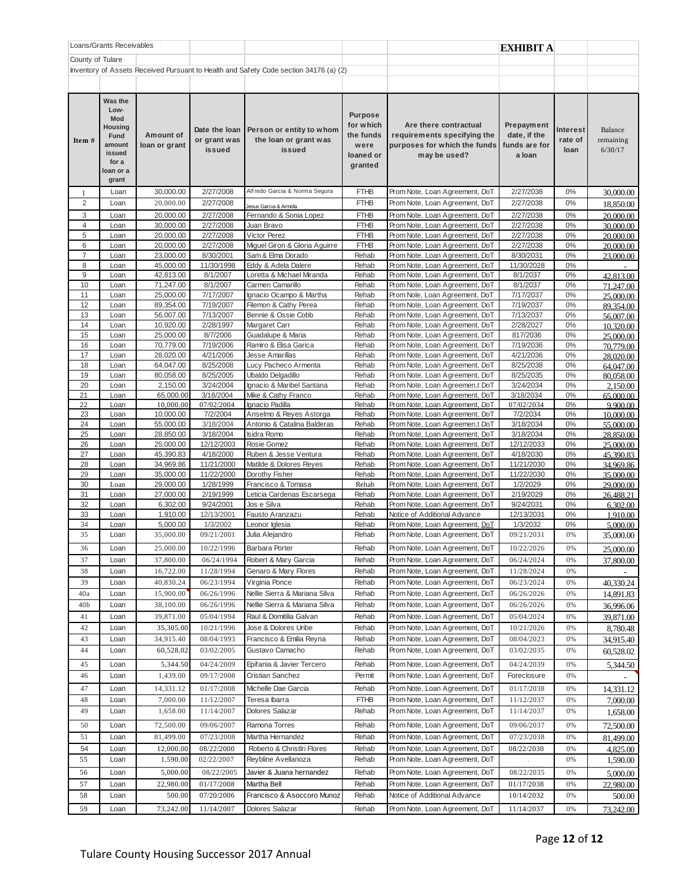| Loans/Grants Receivables | | | | | | | EXHIBIT A | | |
|---|---|---|---|---|---|---|---|---|---|
| County of Tulare | | | | | | | | | |
| Inventory of Assets Received Pursuant to Health and Safety Code section 34176 (a) (2) | | | | | | | | | |
| Item # | Was the Low-Mod Housing Fund amount issued for a loan or a grant | Amount of loan or grant | Date the loan or grant was issued | Person or entity to whom the loan or grant was issued | Purpose for which the funds were loaned or granted | Are there contractual requirements specifying the purposes for which the funds may be used? | Prepayment date, if the funds are for a loan | Interest rate of loan | Balance remaining 6/30/17 |
| 1 | Loan | 30,000.00 | 2/27/2008 | Alfredo Garcia & Norma Segura | FTHB | Prom Note, Loan Agreement, DoT | 2/27/2038 | 0% | 30,000.00 |
| 2 | Loan | 20,000.00 | 2/27/2008 | Jesus Garcia & Armida | FTHB | Prom Note, Loan Agreement, DoT | 2/27/2038 | 0% | 18,850.00 |
| 3 | Loan | 20,000.00 | 2/27/2008 | Fernando & Sonia Lopez | FTHB | Prom Note, Loan Agreement, DoT | 2/27/2038 | 0% | 20,000.00 |
| 4 | Loan | 30,000.00 | 2/27/2008 | Juan Bravo | FTHB | Prom Note, Loan Agreement, DoT | 2/27/2038 | 0% | 30,000.00 |
| 5 | Loan | 20,000.00 | 2/27/2008 | Victor Perez | FTHB | Prom Note, Loan Agreement, DoT | 2/27/2038 | 0% | 20,000.00 |
| 6 | Loan | 20,000.00 | 2/27/2008 | Miguel Giron & Gloria Aguirre | FTHB | Prom Note, Loan Agreement, DoT | 2/27/2038 | 0% | 20,000.00 |
| 7 | Loan | 23,000.00 | 8/30/2001 | Sam & Elma Dorado | Rehab | Prom Note, Loan Agreement, DoT | 8/30/2031 | 0% | 23,000.00 |
| 8 | Loan | 45,000.00 | 11/30/1998 | Eddy & Adela Dalere | Rehab | Prom Note, Loan Agreement, DoT | 11/30/2028 | 0% | - |
| 9 | Loan | 42,813.00 | 8/1/2007 | Loretta & Michael Miranda | Rehab | Prom Note, Loan Agreement, DoT | 8/1/2037 | 0% | 42,813.00 |
| 10 | Loan | 71,247.00 | 8/1/2007 | Carmen Camarillo | Rehab | Prom Note, Loan Agreement, DoT | 8/1/2037 | 0% | 71,247.00 |
| 11 | Loan | 25,000.00 | 7/17/2007 | Ignacio Ocampo & Martha | Rehab | Prom Nole, Loan Agreement, DoT | 7/17/2037 | 0% | 25,000.00 |
| 12 | Loan | 89,354.00 | 7/19/2007 | Filemon & Cathy Perea | Rehab | Prom Note, Loan Agreement, DoT | 7/19/2037 | 0% | 89,354.00 |
| 13 | Loan | 56,007.00 | 7/13/2007 | Bennie & Ossie Cobb | Rehab | Prom Note, Loan Agreement, DoT | 7/13/2037 | 0% | 56,007.00 |
| 14 | Loan | 10,920.00 | 2/28/1997 | Margaret Carr | Rehab | Prom Note, Loan Agreement, DoT | 2/28/2027 | 0% | 10,320.00 |
| 15 | Loan | 25,000.00 | 8/7/2006 | Guadalupe & Maria | Rehab | Prom Note, Loan Agreement, DoT | 817/2036 | 0% | 25,000.00 |
| 16 | Loan | 70,779.00 | 7/19/2006 | Ramiro & Elisa Garica | Rehab | Prom Note, Loan Agreement, DoT | 7/19/2036 | 0% | 70,779.00 |
| 17 | Loan | 28,020.00 | 4/21/2006 | Jesse Amarillas | Rehab | Prom Note, Loan Agreement, DoT | 4/21/2036 | 0% | 28,020.00 |
| 18 | Loan | 64,047.00 | 8/25/2008 | Lucy Pacheco Armenta | Rehab | Prom Note, Loan Agreement, DoT | 8/25/2038 | 0% | 64,047.00 |
| 19 | Loan | 80,058.00 | 8/25/2005 | Ubaldo Delgadillo | Rehab | Prom Note, Loan Agreement, DoT | 8/25/2035 | 0% | 80,058.00 |
| 20 | Loan | 2,150.00 | 3/24/2004 | Ignacio & Maribel Santana | Rehab | Prom Note, Loan Agreemen,t DoT | 3/24/2034 | 0% | 2,150.00 |
| 21 | Loan | 65,000.00 | 3/18/2004 | Mike & Cathy Franco | Rehab | Prom Note, Loan Agreement, DoT | 3/18/2034 | 0% | 65,000.00 |
| 22 | Loan | 10,000.00 | 07/02/2004 | Ignacio Padilla | Rehab | Prom Note, Loan Agreement, DoT | 07/02/2034 | 0% | 9,900.00 |
| 23 | Loan | 10,000.00 | 7/2/2004 | Anselmo & Reyes Astorga | Rehab | Prom Note, Loan Agreement, DoT | 7/2/2034 | 0% | 10,000.00 |
| 24 | Loan | 55,000.00 | 3/18/2004 | Antonio & Catalina Balderas | Rehab | Prom Note, Loan Agreemen,t DoT | 3/18/2034 | 0% | 55,000.00 |
| 25 | Loan | 28,850.00 | 3/18/2004 | Isidra Romo | Rehab | Prom Note, Loan Agreement, DoT | 3/18/2034 | 0% | 28,850.00 |
| 26 | Loan | 25,000.00 | 12/12/2003 | Rosie Gomez | Rehab | Prom Note, Loan Agreement, DoT | 12/12/2033 | 0% | 25,000.00 |
| 27 | Loan | 45,390.83 | 4/18/2000 | Ruben & Jesse Ventura | Rehab | Prom Note, Loan Agreement, DoT | 4/18/2030 | 0% | 45,390.83 |
| 28 | Loan | 34,969.86 | 11/21/2000 | Matilde & Dolores Reyes | Rehab | Prom Note, Loan Agreement, DoT | 11/21/2030 | 0% | 34,969.86 |
| 29 | Loan | 35,000.00 | 11/22/2000 | Dorothy Fisher | Rehab | Prom Note, Loan Agreement, DoT | 11/22/2030 | 0% | 35,000.00 |
| 30 | Loan | 29,000.00 | 1/28/1999 | Francisco & Tomasa | Rehab | Prom Note, Loan Agreement, DoT | 1/2/2029 | 0% | 29,000.00 |
| 31 | Loan | 27,000.00 | 2/19/1999 | Leticia Cardenas Escarsega | Rehab | Prom Note, Loan Agreement, DoT | 2/19/2029 | 0% | 26,488.21 |
| 32 | Loan | 6,302.00 | 9/24/2001 | Jos e Silva | Rehab | Prom Note, Loan Agreement, DoT | 9/24/2031 | 0% | 6,302.00 |
| 33 | Loan | 1,910.00 | 12/13/2001 | Fausto Aranzazu | Rehab | Notice of Additional Advance | 12/13/2031 | 0% | 1,910.00 |
| 34 | Loan | 5,000.00 | 1/3/2002 | Leonor Iglesia | Rehab | Prom Note, Loan Agreement, DoT | 1/3/2032 | 0% | 5,000.00 |
| 35 | Loan | 35,000.00 | 09/21/2001 | Julia Alejandro | Rehab | Prom Note, Loan Agreement, DoT | 09/21/2031 | 0% | 35,000.00 |
| 36 | Loan | 25,000.00 | 10/22/1996 | Barbara Porter | Rehab | Prom Note, Loan Agreement, DoT | 10/22/2026 | 0% | 25,000.00 |
| 37 | Loan | 37,800.00 | 06/24/1994 | Robert & Mary Garcia | Rehab | Prom Note, Loan Agreement, DoT | 06/24/2024 | 0% | 37,800.00 |
| 38 | Loan | 16,722.00 | 11/28/1994 | Genaro & Mary Flores | Rehab | Prom Note, Loan Agreement, DoT | 11/28/2024 | 0% | - |
| 39 | Loan | 40,830.24 | 06/23/1994 | Virginia Ponce | Rehab | Prom Note, Loan Agreement, DoT | 06/23/2024 | 0% | 40,330.24 |
| 40a | Loan | 15,900.00 | 06/26/1996 | Nellie Sierra & Mariana Silva | Rehab | Prom Note, Loan Agreement, DoT | 06/26/2026 | 0% | 14,891.83 |
| 40b | Loan | 38,100.00 | 06/26/1996 | Nellie Sierra & Mariana Silva | Rehab | Prom Note, Loan Agreement, DoT | 06/26/2026 | 0% | 36,996.06 |
| 41 | Loan | 39,871.00 | 05/04/1994 | Raul & Domitilia Galvan | Rehab | Prom Note, Loan Agreement, DoT | 05/04/2024 | 0% | 39,871.00 |
| 42 | Loan | 35,305.00 | 10/21/1996 | Jose & Dolores Uribe | Rehab | Prom Note, Loan Agreement, DoT | 10/21/2026 | 0% | 8,780.48 |
| 43 | Loan | 34,915.40 | 08/04/1993 | Francisco & Emilia Reyna | Rehab | Prom Note, Loan Agreement, DoT | 08/04/2023 | 0% | 34,915.40 |
| 44 | Loan | 60,528.02 | 03/02/2005 | Gustavo Camacho | Rehab | Prom Note, Loan Agreement, DoT | 03/02/2035 | 0% | 60,528.02 |
| 45 | Loan | 5,344.50 | 04/24/2009 | Epifania & Javier Tercero | Rehab | Prom Note, Loan Agreement, DoT | 04/24/2039 | 0% | 5,344.50 |
| 46 | Loan | 1,439.00 | 09/17/2008 | Cristian Sanchez | Permit | Prom Note, Loan Agreement, DoT | Foreclosure | 0% | - |
| 47 | Loan | 14,331.12 | 01/17/2008 | Michelle Dae Garcia | Rehab | Prom Note, Loan Agreement, DoT | 01/17/2038 | 0% | 14,331.12 |
| 48 | Loan | 7,000.00 | 11/12/2007 | Teresa Ibarra | FTHB | Prom Note, Loan Agreement, DoT | 11/12/2037 | 0% | 7,000.00 |
| 49 | Loan | 1,658.00 | 11/14/2007 | Dolores Salazar | Rehab | Prom Note, Loan Agreement, DoT | 11/14/2037 | 0% | 1,658.00 |
| 50 | Loan | 72,500.00 | 09/06/2007 | Ramona Torres | Rehab | Prom Note, Loan Agreement, DoT | 09/06/2037 | 0% | 72,500.00 |
| 51 | Loan | 81,499.00 | 07/23/2008 | Martha Hernandez | Rehab | Prom Note, Loan Agreement, DoT | 07/23/2038 | 0% | 81,499.00 |
| 54 | Loan | 12,000.00 | 08/22/2000 | Roberto & Christlri Flores | Rehab | Prom Note, Loan Agreement, DoT | 08/22/2030 | 0% | 4,825.00 |
| 55 | Loan | 1,590.00 | 02/22/2007 | Reybline Avellanoza | Rehab | Prom Note, Loan Agreement, DoT | | 0% | 1,590.00 |
| 56 | Loan | 5,000.00 | 08/22/2005 | Javier & Juana hernandez | Rehab | Prom Note, Loan Agreement, DoT | 08/22/2035 | 0% | 5,000.00 |
| 57 | Loan | 22,980.00 | 01/17/2008 | Martha Bell | Rehab | Prom Note, Loan Agreement, DoT | 01/17/2038 | 0% | 22,980.00 |
| 58 | Loan | 500.00 | 07/20/2006 | Francisco & Asoccoro Munoz | Rehab | Notice of Additional Advance | 10/14/2032 | 0% | 500.00 |
| 59 | Loan | 73,242.00 | 11/14/2007 | Dolores Salazar | Rehab | Prom Note, Loan Agreement, DoT | 11/14/2037 | 0% | 73,242.00 |

Tulare County Housing Successor 2017 Annual